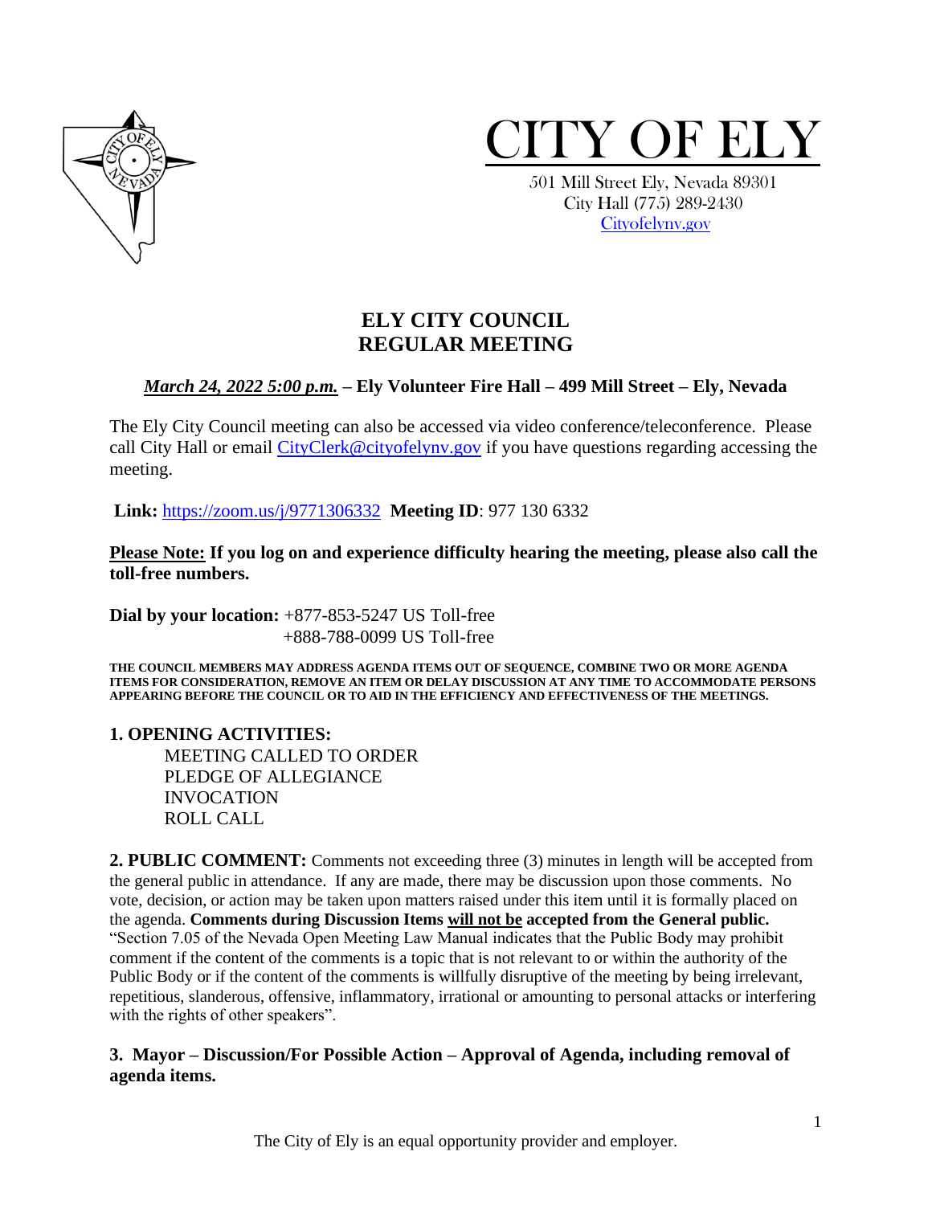# CITY OF ELY

501 Mill Street Ely, Nevada 89301
City Hall (775) 289-2430
Cityofelynv.gov

## ELY CITY COUNCIL
## REGULAR MEETING

***March 24, 2022 5:00 p.m.*** **– Ely Volunteer Fire Hall – 499 Mill Street – Ely, Nevada**

The Ely City Council meeting can also be accessed via video conference/teleconference. Please call City Hall or email CityClerk@cityofelynv.gov if you have questions regarding accessing the meeting.

**Link:** https://zoom.us/j/9771306332 **Meeting ID**: 977 130 6332

**Please Note: If you log on and experience difficulty hearing the meeting, please also call the toll-free numbers.**

**Dial by your location:** +877-853-5247 US Toll-free
+888-788-0099 US Toll-free

**THE COUNCIL MEMBERS MAY ADDRESS AGENDA ITEMS OUT OF SEQUENCE, COMBINE TWO OR MORE AGENDA ITEMS FOR CONSIDERATION, REMOVE AN ITEM OR DELAY DISCUSSION AT ANY TIME TO ACCOMMODATE PERSONS APPEARING BEFORE THE COUNCIL OR TO AID IN THE EFFICIENCY AND EFFECTIVENESS OF THE MEETINGS.**

**1. OPENING ACTIVITIES:**

MEETING CALLED TO ORDER
PLEDGE OF ALLEGIANCE
INVOCATION
ROLL CALL

**2. PUBLIC COMMENT:** Comments not exceeding three (3) minutes in length will be accepted from the general public in attendance. If any are made, there may be discussion upon those comments. No vote, decision, or action may be taken upon matters raised under this item until it is formally placed on the agenda. **Comments during Discussion Items will not be accepted from the General public.** "Section 7.05 of the Nevada Open Meeting Law Manual indicates that the Public Body may prohibit comment if the content of the comments is a topic that is not relevant to or within the authority of the Public Body or if the content of the comments is willfully disruptive of the meeting by being irrelevant, repetitious, slanderous, offensive, inflammatory, irrational or amounting to personal attacks or interfering with the rights of other speakers".

**3. Mayor – Discussion/For Possible Action – Approval of Agenda, including removal of agenda items.**

The City of Ely is an equal opportunity provider and employer.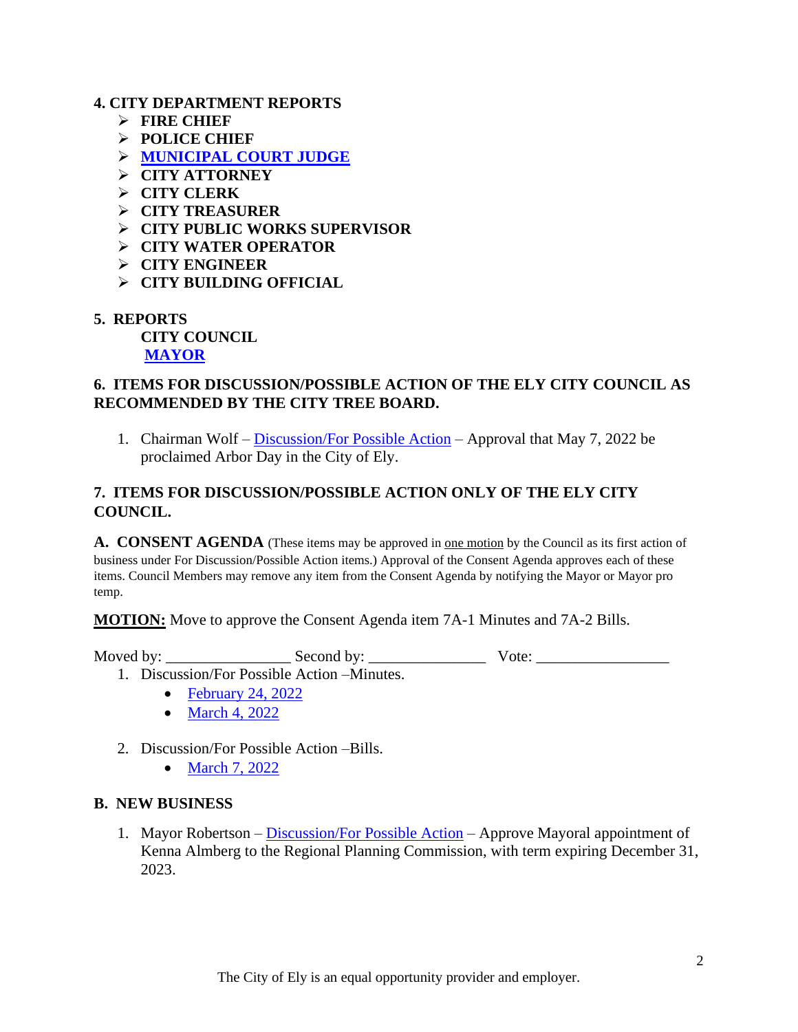**4. CITY DEPARTMENT REPORTS**

- **FIRE CHIEF**
- **POLICE CHIEF**
- **MUNICIPAL COURT JUDGE**
- **CITY ATTORNEY**
- **CITY CLERK**
- **CITY TREASURER**
- **CITY PUBLIC WORKS SUPERVISOR**
- **CITY WATER OPERATOR**
- **CITY ENGINEER**
- **CITY BUILDING OFFICIAL**

**5. REPORTS**

**CITY COUNCIL**

**MAYOR**

**6. ITEMS FOR DISCUSSION/POSSIBLE ACTION OF THE ELY CITY COUNCIL AS RECOMMENDED BY THE CITY TREE BOARD.**

1. Chairman Wolf – Discussion/For Possible Action – Approval that May 7, 2022 be proclaimed Arbor Day in the City of Ely.

**7. ITEMS FOR DISCUSSION/POSSIBLE ACTION ONLY OF THE ELY CITY COUNCIL.**

**A. CONSENT AGENDA** (These items may be approved in one motion by the Council as its first action of business under For Discussion/Possible Action items.) Approval of the Consent Agenda approves each of these items. Council Members may remove any item from the Consent Agenda by notifying the Mayor or Mayor pro temp.

**MOTION:** Move to approve the Consent Agenda item 7A-1 Minutes and 7A-2 Bills.

Moved by: ________________ Second by: _______________ Vote: _________________

1. Discussion/For Possible Action –Minutes.
   - February 24, 2022
   - March 4, 2022

2. Discussion/For Possible Action –Bills.
   - March 7, 2022

**B. NEW BUSINESS**

1. Mayor Robertson – Discussion/For Possible Action – Approve Mayoral appointment of Kenna Almberg to the Regional Planning Commission, with term expiring December 31, 2023.

The City of Ely is an equal opportunity provider and employer.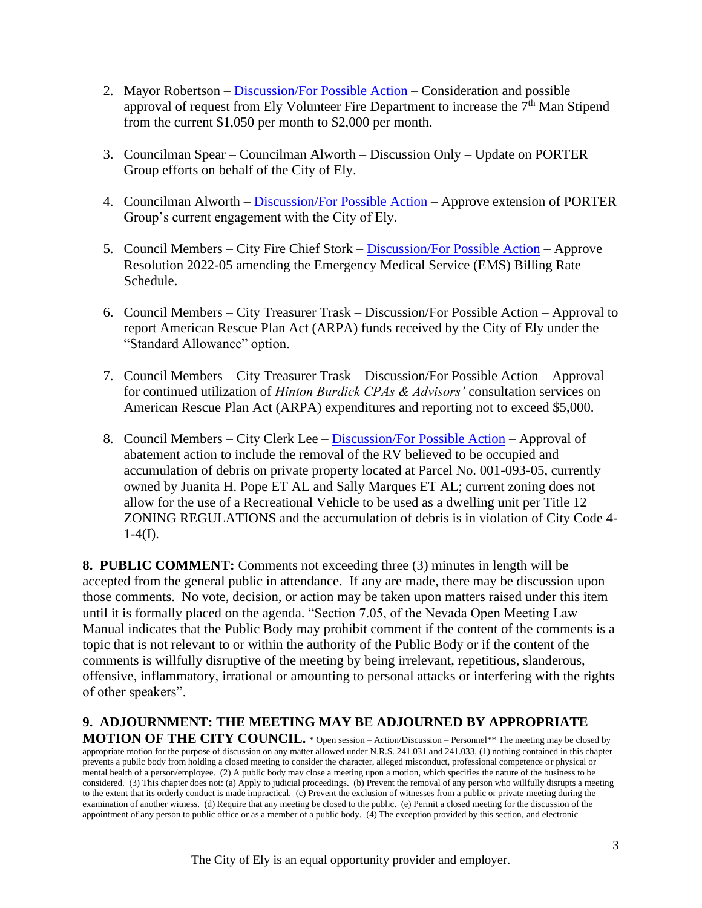2. Mayor Robertson – Discussion/For Possible Action – Consideration and possible approval of request from Ely Volunteer Fire Department to increase the 7th Man Stipend from the current $1,050 per month to $2,000 per month.

3. Councilman Spear – Councilman Alworth – Discussion Only – Update on PORTER Group efforts on behalf of the City of Ely.

4. Councilman Alworth – Discussion/For Possible Action – Approve extension of PORTER Group's current engagement with the City of Ely.

5. Council Members – City Fire Chief Stork – Discussion/For Possible Action – Approve Resolution 2022-05 amending the Emergency Medical Service (EMS) Billing Rate Schedule.

6. Council Members – City Treasurer Trask – Discussion/For Possible Action – Approval to report American Rescue Plan Act (ARPA) funds received by the City of Ely under the "Standard Allowance" option.

7. Council Members – City Treasurer Trask – Discussion/For Possible Action – Approval for continued utilization of *Hinton Burdick CPAs & Advisors'* consultation services on American Rescue Plan Act (ARPA) expenditures and reporting not to exceed $5,000.

8. Council Members – City Clerk Lee – Discussion/For Possible Action – Approval of abatement action to include the removal of the RV believed to be occupied and accumulation of debris on private property located at Parcel No. 001-093-05, currently owned by Juanita H. Pope ET AL and Sally Marques ET AL; current zoning does not allow for the use of a Recreational Vehicle to be used as a dwelling unit per Title 12 ZONING REGULATIONS and the accumulation of debris is in violation of City Code 4-1-4(I).

**8. PUBLIC COMMENT:** Comments not exceeding three (3) minutes in length will be accepted from the general public in attendance. If any are made, there may be discussion upon those comments. No vote, decision, or action may be taken upon matters raised under this item until it is formally placed on the agenda. "Section 7.05, of the Nevada Open Meeting Law Manual indicates that the Public Body may prohibit comment if the content of the comments is a topic that is not relevant to or within the authority of the Public Body or if the content of the comments is willfully disruptive of the meeting by being irrelevant, repetitious, slanderous, offensive, inflammatory, irrational or amounting to personal attacks or interfering with the rights of other speakers".

**9. ADJOURNMENT: THE MEETING MAY BE ADJOURNED BY APPROPRIATE MOTION OF THE CITY COUNCIL.** * Open session – Action/Discussion – Personnel** The meeting may be closed by appropriate motion for the purpose of discussion on any matter allowed under N.R.S. 241.031 and 241.033, (1) nothing contained in this chapter prevents a public body from holding a closed meeting to consider the character, alleged misconduct, professional competence or physical or mental health of a person/employee. (2) A public body may close a meeting upon a motion, which specifies the nature of the business to be considered. (3) This chapter does not: (a) Apply to judicial proceedings. (b) Prevent the removal of any person who willfully disrupts a meeting to the extent that its orderly conduct is made impractical. (c) Prevent the exclusion of witnesses from a public or private meeting during the examination of another witness. (d) Require that any meeting be closed to the public. (e) Permit a closed meeting for the discussion of the appointment of any person to public office or as a member of a public body. (4) The exception provided by this section, and electronic

The City of Ely is an equal opportunity provider and employer.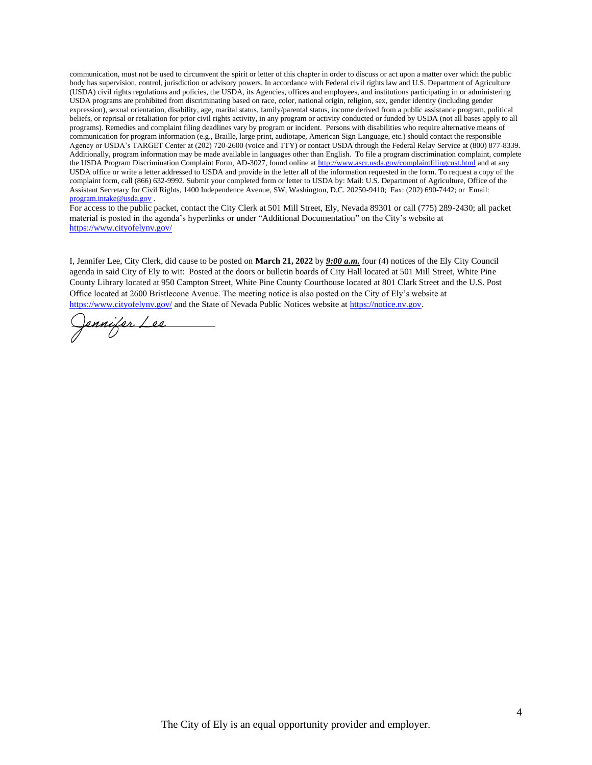communication, must not be used to circumvent the spirit or letter of this chapter in order to discuss or act upon a matter over which the public body has supervision, control, jurisdiction or advisory powers. In accordance with Federal civil rights law and U.S. Department of Agriculture (USDA) civil rights regulations and policies, the USDA, its Agencies, offices and employees, and institutions participating in or administering USDA programs are prohibited from discriminating based on race, color, national origin, religion, sex, gender identity (including gender expression), sexual orientation, disability, age, marital status, family/parental status, income derived from a public assistance program, political beliefs, or reprisal or retaliation for prior civil rights activity, in any program or activity conducted or funded by USDA (not all bases apply to all programs). Remedies and complaint filing deadlines vary by program or incident. Persons with disabilities who require alternative means of communication for program information (e.g., Braille, large print, audiotape, American Sign Language, etc.) should contact the responsible Agency or USDA's TARGET Center at (202) 720-2600 (voice and TTY) or contact USDA through the Federal Relay Service at (800) 877-8339. Additionally, program information may be made available in languages other than English. To file a program discrimination complaint, complete the USDA Program Discrimination Complaint Form, AD-3027, found online at http://www.ascr.usda.gov/complaintfilingcust.html and at any USDA office or write a letter addressed to USDA and provide in the letter all of the information requested in the form. To request a copy of the complaint form, call (866) 632-9992. Submit your completed form or letter to USDA by: Mail: U.S. Department of Agriculture, Office of the Assistant Secretary for Civil Rights, 1400 Independence Avenue, SW, Washington, D.C. 20250-9410; Fax: (202) 690-7442; or Email: program.intake@usda.gov .

For access to the public packet, contact the City Clerk at 501 Mill Street, Ely, Nevada 89301 or call (775) 289-2430; all packet material is posted in the agenda's hyperlinks or under "Additional Documentation" on the City's website at https://www.cityofelynv.gov/

I, Jennifer Lee, City Clerk, did cause to be posted on **March 21, 2022** by ***9:00 a.m.*** four (4) notices of the Ely City Council agenda in said City of Ely to wit: Posted at the doors or bulletin boards of City Hall located at 501 Mill Street, White Pine County Library located at 950 Campton Street, White Pine County Courthouse located at 801 Clark Street and the U.S. Post Office located at 2600 Bristlecone Avenue. The meeting notice is also posted on the City of Ely's website at https://www.cityofelynv.gov/ and the State of Nevada Public Notices website at https://notice.nv.gov.

Jennifer Lee

The City of Ely is an equal opportunity provider and employer.